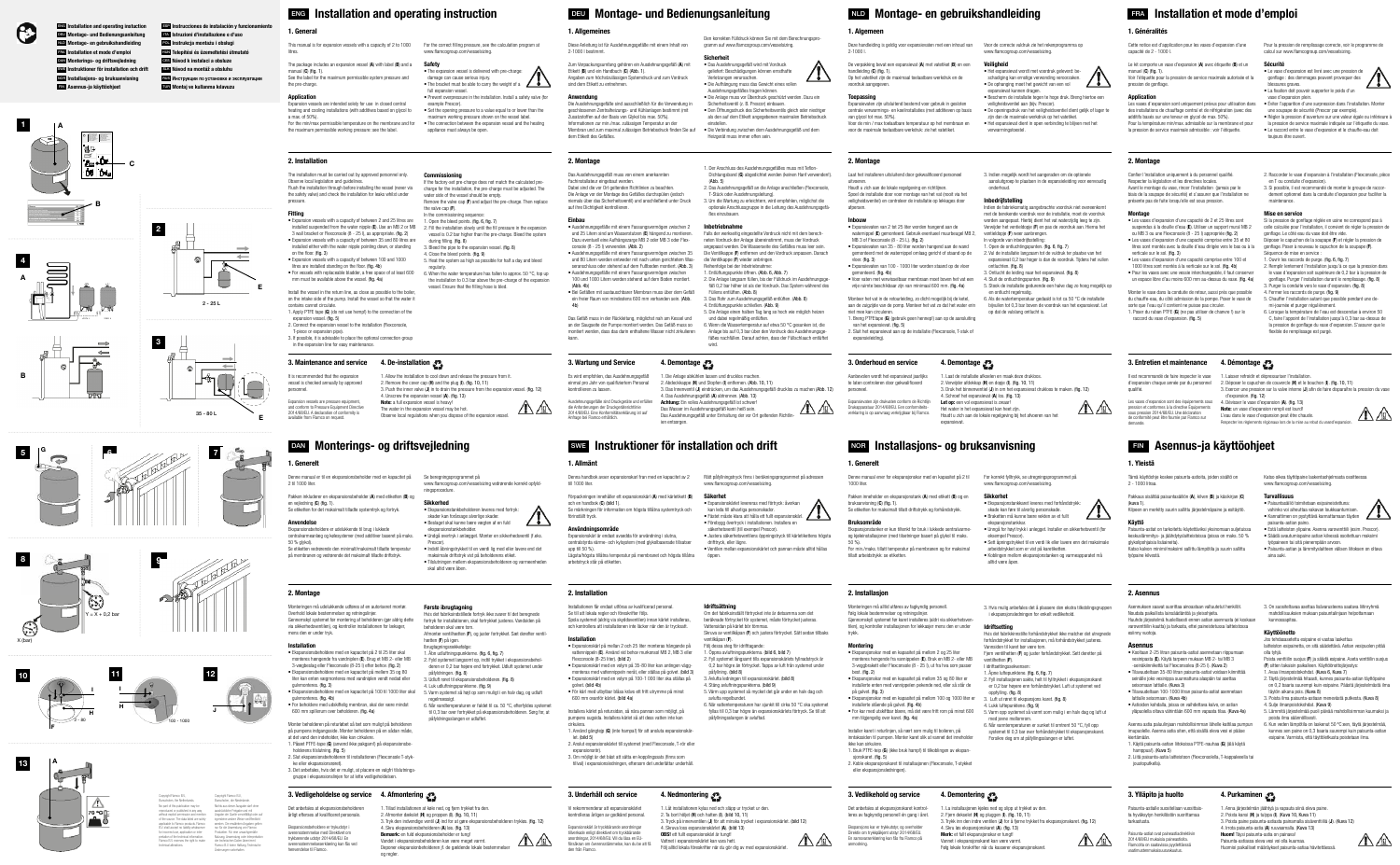ENG Installation and operating instruction
DEU Montage- und Bedienungsanleitung
NLD Montage- en gebruikshandleiding
FRA Installation et mode d'emploi
DAN Monterings- og driftsvejledning
SWE Instruktioner för installation och drift
NOR Installasjons- og bruksanvisning
FIN Asennus- ja käyttöohjeet
ESP Instrucciones de instalación y funcionamiento
ITA Istruzioni d'installazione e d'uso
POL Instrukcja montażu i obsługi
CES Návod k instalaci a obsluze
HUN Telepítési és üzemeltetési útmutató
SLK Návod na montáž a obsluhu
SLV Navodila za montažo in uporabo
RUS Инструкция по установке и эксплуатации
TUR Montaj ve kullanma kılavuzu

# ENG Installation and operating instruction

## 1. General

This manual is for expansion vessels with a capacity of 2 to 1000 litres.

The package includes an expansion vessel (**A**) with label (**B**) and a manual (**C**) (fig. 1).
See the label for the maximum permissible system pressure and the pre-charge.

### Application

Expansion vessels are intended solely for use in closed central heating and cooling installations (with additives based on glycol to a max. of 50%).
For the min/max permissible temperature on the membrane and for the maximum permissible working pressure: see the label.

For the correct filling pressure, see the calculation program at www.flamcogroup.com/vesselsizing.

### Safety

- The expansion vessel is delivered with pre-charge: damage can cause serious injury.
- The bracket must be able to carry the weight of a full expansion vessel.
- Prevent overpressure in the installation. Install a safety valve (for example Prescor).
- Set the opening pressure to a value equal to or lower than the maximum working pressure shown on the vessel label.
- The connection between the expansion vessel and the heating appliance must always be open.

## 2. Installation

The installation must be carried out by approved personnel only.
Observe local legislation and guidelines.
Flush the installation through before installing the vessel (never via the safety valve) and check the installation for leaks whilst under pressure.

### Fitting

- Expansion vessels with a capacity of between 2 and 25 litres are installed suspended from the water supply (**E**). Use an MB 2 or MB 3 wall bracket or Flexconsole (2 - 25 L) as an extra. (fig. 2)
- Expansion vessels with a capacity of between 35 and 80 litres are installed either with the water supply pointing down, or standing on the floor. (fig. 3)
- Expansion vessels with a capacity of between 100 and 1000 litres are installed standing on the floor. (fig. 4b)
- For vessels with replaceable bladder, a free space of at least 600 mm must be available above the vessel. (fig. 4a)

Install the vessel in the return line, as close as possible to the boiler, on the intake side of the pump. Install the vessel so that the water it contains cannot circulate.

1. Apply PTFE tape (**K**) (do not use hemp) to the connection of the expansion vessel. (fig. 5)
2. Connect the expansion vessel to the installation (Flexconsole, T-piece or expansion pipe).
3. If possible, it is advisable to place the optional connection group in the expansion line for easy maintenance.

### Commissioning

If the factory-set pre-charge does not match the calculated pre-charge for the installation, the pre-charge must be adjusted. The water side of the vessel should be empty.
Remove the valve cap (**F**) and adjust the pre-charge. Then replace the valve cap (**F**).
In the commissioning sequence:

1. Open the bleed points. (fig. 6, fig. 7)
2. Fill the installation slowly until the fill pressure in the expansion vessel is 0.2 bar higher than the pre-charge. Bleed the system during filling. (fig. 8)
3. Bleed the pipe to the expansion vessel. (fig. 9)
4. Close the bleed points. (fig. 9)
5. Heat the system as high as possible for half a day and bleed regularly.
6. When the water temperature has fallen to approx. 50 °C, top up the installation to 0.3 bar above the pre-charge of the expansion vessel. Ensure that the filling hose is bled.

## 3. Maintenance and service

It is recommended that the expansion vessel is checked annually by approved personnel.

Expansion vessels are pressure equipment, and conform to Pressure Equipment Directive 2014/68/EU. A declaration of conformity is available from Flamco on request.

## 4. De-installation

1. Allow the installation to cool down and release the pressure from it.
2. Remove the cover cap (**H**) and the plug (**I**). (fig. 10, 11)
3. Push the inner valve (**J**) in to drain the pressure from the expansion vessel. (fig. 12)
4. Unscrew the expansion vessel (**A**). (fig. 13)

**Note:** a full expansion vessel is heavy!
The water in the expansion vessel may be hot.
Observe local regulations when you dispose of the expansion vessel.

# DEU Montage- und Bedienungsanleitung

## 1. Allgemeines

Diese Anleitung ist für Ausdehnungsgefäße mit einem Inhalt von 2-1000 l bestimmt.

Zum Verpackungsumfang gehören ein Ausdehnungsgefäß (**A**) mit Etikett (**B**) und ein Handbuch (**C**) (**Abb. 1**).
Angaben zum höchstzulässigen Systemdruck und zum Vordruck sind dem Etikett zu entnehmen.

### Anwendung

Die Ausdehnungsgefäße sind ausschließlich für die Verwendung in geschlossenen Zentralheizungs- und Kühlanlagen bestimmt (mit Zusatzstoffen auf der Basis von Glykol bis max. 50%).
Informationen zur min./max. zulässigen Temperatur an der Membrane und zum maximal zulässigen Betriebsdruck finden Sie auf dem Etikett des Gefäßes.

Den korrekten Fülldruck können Sie mit dem Berechnungsprogramm auf www.flamcogroup.com/vesselsizing ermitteln.

### Sicherheit

- Das Ausdehnungsgefäß wird mit Vordruck geliefert: Beschädigungen können ernsthafte Verletzungen verursachen.
- Die Aufhängung muss das Gewicht eines vollen Ausdehnungsgefäßes tragen können.
- Die Anlage muss vor Überdruck geschützt werden. Dazu ein Sicherheitsventil (z. B. Prescor) einbauen.
- Den Öffnungsdruck des Sicherheitsventils gleich oder niedriger als der auf dem Etikett angegebenen maximalen Betriebsdruck einstellen.
- Die Verbindung zwischen dem Ausdehnungsgefäß und dem Heizgerät muss immer offen sein.

## 2. Montage

Das Ausdehnungsgefäß muss von einem anerkannten Fachinstallateur eingebaut werden.
Dabei sind die vor Ort geltenden Richtlinien zu beachten.
Die Anlage vor der Montage des Gefäßes durchspülen (jedoch niemals über das Sicherheitsventil) und anschließend unter Druck auf Dichtigkeit kontrollieren.

### Einbau

- Ausdehnungsgefäße mit einem Fassungsvermögen zwischen 2 und 25 Litern sind am Wasseranschluss (**E**) hängend zu montieren. Dazu eventuell eine Aufhängekonsole MB 2 oder MB 3 oder Flexconsole (2 - 25 l) verwenden. (**Abb. 2**)
- Ausdehnungsgefäße mit einem Fassungsvermögen zwischen 35 und 80 Litern werden entweder mit nach unten gerichtetem Wasseranschluss oder stehend auf dem Fußboden montiert. (**Abb. 3**)
- Ausdehnungsgefäße mit einem Fassungsvermögen zwischen 100 und 1000 Litern werden stehend auf dem Boden montiert. (**Abb. 4b**)
- Bei Gefäßen mit austauschbarer Membran muss über dem Gefäß ein freier Raum von mindestens 600 mm vorhanden sein. (**Abb. 4a**)

Das Gefäß muss in der Rücklaufleitung, möglichst nah am Kessel und an der Saugseite der Pumpe montiert werden. Das Gefäß muss so montiert werden, dass das darin enthaltene Wasser nicht zirkulieren kann.

1. Der Anschluss des Ausdehnungsgefäßes muss mit Teflon-Dichtungsband (**K**) abgedichtet werden (keinen Hanf verwenden!). (**Abb. 5**)
2. Das Ausdehnungsgefäß an die Anlage anschließen (Flexconsole, T-Stück oder Ausdehnungsleitung).
3. Um die Wartung zu erleichtern, wird empfohlen, möglichst die optionale Anschlussgruppe in der Leitung des Ausdehnungsgefäßes einzubauen.

### Inbetriebnahme

Falls der werkseitig eingestellte Vordruck nicht mit dem berechneten Vordruck der Anlage übereinstimmt, muss der Vordruck angepasst werden. Die Wasserseite des Gefäßes muss leer sein. Die Ventilkappe (**F**) entfernen und den Vordruck anpassen. Danach die Ventilkappe (**F**) wieder anbringen.
Reihenfolge bei der Inbetriebnahme:

1. Entlüftungspunkte öffnen. (**Abb. 6, Abb. 7**)
2. Die Anlage langsam füllen, bis der Fülldruck im Ausdehnungsgefäß 0,2 bar höher ist als der Vordruck. Das System während des Füllens entlüften. (**Abb. 8**)
3. Das Rohr zum Ausdehnungsgefäß entlüften. (**Abb. 9**)
4. Entlüftungspunkte schließen. (**Abb. 9**)
5. Die Anlage einen halben Tag lang so hoch wie möglich heizen und dabei regelmäßig entlüften.
6. Wenn die Wassertemperatur auf etwa 50 °C gesunken ist, die Anlage bis auf 0,3 bar über dem Vordruck des Ausdehnungsgefäßes nachfüllen. Darauf achten, dass der Füllschlauch entlüftet wird.

## 3. Wartung und Service

Es wird empfohlen, das Ausdehnungsgefäß einmal pro Jahr von qualifiziertem Personal kontrollieren zu lassen.

Ausdehnungsgefäße sind Druckgeräte und erfüllen die Anforderungen der Druckgeräterichtlinie 2014/68/EU. Eine Konformitätserklärung ist auf Anfrage bei Flamco erhältlich.

## 4. Demontage

1. Die Anlage abkühlen lassen und drucklos machen.
2. Abdeckkappe (**H**) und Stopfen (**I**) entfernen. (**Abb. 10, 11**)
3. Das Innenventil (**J**) eindrücken, um das Ausdehnungsgefäß drucklos zu machen. (**Abb. 12**)
4. Das Ausdehnungsgefäß (**A**) abmontieren. (**Abb. 13**)

**Achtung:** Ein volles Ausdehnungsgefäß ist schwer!
Das Wasser im Ausdehnungsgefäß kann heiß sein.
Bei der Entsorgung des Ausdehnungsgefäßes die vor Ort geltenden Richtlinien beachten.

# NLD Montage- en gebruikshandleiding

## 1. Algemeen

Deze handleiding is geldig voor expansievaten met een inhoud van 2-1000 l.

De verpakking bevat een expansievat (**A**) met etiket (**B**) en een handleiding (**C**) (fig. 1).
Op het etiket ziet u de maximaal toelaatbare werkdruk en de voordruk aangegeven.

### Toepassing

Expansievaten zijn uitsluitend bestemd voor gebruik in gesloten centrale verwarmings- en koelinstallaties (met additieven op basis van glycol tot max. 50%).
Voor de min / max toelaatbare temperatuur op het membraan en voor de maximale toelaatbare werkdruk: zie het etiket.

Voor de correcte vuldruk zie het rekenprogramma op www.flamcogroup.com/vesselsizing.

### Veiligheid

- Het expansievat wordt met voordruk geleverd: beschadiging kan ernstige verwonding veroorzaken.
- De ophanging moet het gewicht van een vol expansievat kunnen dragen.
- Voorkom overdruk in de installatie. Breng hiertoe een veiligheidsventiel aan (bijv. Prescor).
- De openingsdruk van het veiligheidsventiel dient gelijk of lager te zijn dan de maximale werkdruk op het expansievat.
- Het expansievat dient in open verbinding te blijven met het verwarmingstoestel.

## 2. Montage

Laat het installeren uitsluitend door gekwalificeerd personeel uitvoeren.
Houdt u zich aan de lokale regelgeving en richtlijnen.
Spoel de installatie door voor montage van het vat (nooit via het veiligheidsventiel) en controleer de installatie op lekkages onder druk.

### Inbouw

- Expansievaten van 2 tot 25 liter worden hangend aan de waterzijde (**E**) gemonteerd. Gebruik eventueel muurbeugel MB 2, MB 3 of Flexconsole (2 - 25 L). (fig. 2)
- Expansievaten van 35 - 80 liter worden hangend aan de wand gemonteerd met de wateraansluiting omlaag gericht of staand op de vloer. (fig. 3)
- Expansievaten van 100 - 1000 liter worden staand op de vloer gemonteerd. (fig. 4b)
- Voor vaten met vervangbaar membraan moet boven het vat een vrije ruimte beschikbaar zijn van minimaal 600 mm. (fig. 4a)

Monteer het vat in de retourleiding, zo dicht mogelijk bij de ketel, aan de zuigzijde van de pomp. Monteer het vat zo dat het water erin niet mee kan circuleren.

1. Breng PTFE-tape (**K**) (gebruik geen hennep!) aan op de aansluiting van het expansievat. (fig. 5)
2. Sluit het expansievat aan op de installatie (Flexconsole, T-stuk of expansieleiding).
3. Indien mogelijk wordt het aangeraden om de optionele aansluitgroep te plaatsen in de expansieleiding voor eenvoudig onderhoud.

### Inbedrijfstelling

Indien de fabrieksmatig aangebrachte voordruk niet overeenkomt met de berekende voordruk voor de installatie, moet de voordruk worden aangepast. Hierbij dient het vat waterzijdig leeg te zijn. Verwijder het ventieldopje (**F**) en pas de voordruk aan. Plaats het ventieldopje (**F**) weer aanbrengen.
In volgorde van inbedrijfstelling:

1. Open de ontluchtingspunten. (fig. 6, fig. 7)
2. Vul de installatie langzaam tot de vuldruk ter plaatse van het expansievat 0,2 bar hoger is dan de voordruk. Tijdens het vullen ontluchten. (fig. 8)
3. Ontlucht de leiding naar het expansievat. (fig. 9)
4. Sluit de ontluchtingspunten. (fig. 9)
5. Stook de installatie gedurende een halve dag zo hoog mogelijk op en ontlucht regelmatig.
6. Als de watertemperatuur gedaald is tot ca. 50 °C de installatie bijvullen tot 0,3 bar boven de voordruk van het expansievat. Let op dat de vulslang ontlucht is.

## 3. Onderhoud en service

Aanbevolen wordt het expansievat jaarlijks te laten controleren door gekwalificeerd personeel.

Expansievaten zijn drukvaten conform de Richtlijn Drukapparatuur 2014/68/EU. Een conformiteitsverklaring is op aanvraag verkrijgbaar bij Flamco.

## 4. Demontage

1. Laat de installatie afkoelen en maak deze drukloos.
2. Verwijder afdekkap (**H**) en dopje (**I**). (fig. 10, 11)
3. Druk het binnenventiel (**J**) in om het expansievat drukloos te maken. (fig. 12)
4. Schroef het expansievat (**A**) los. (fig. 13)

**Let op:** een vol expansievat is zwaar!
Het water in het expansievat kan heet zijn.
Houdt u aan de lokale regelgeving bij het afvoeren van het expansievat.

# FRA Installation et mode d'emploi

## 1. Généralités

Cette notice est d'application pour les vases d'expansion d'une capacité de 2 - 1000 l.

Le lot comporte un vase d'expansion (**A**) avec étiquette (**B**) et un manuel (**C**) (fig. 1).
Voir l'étiquette pour la pression de service maximale autorisée et la pression de gonflage.

### Application

Les vases d'expansion sont uniquement prévus pour utilisation dans des installations de chauffage central et de réfrigération (avec des additifs à base de glycol jusqu'à max. 50%).
Pour la température min/max. admissible sur la membrane et pour la pression de service maximale admissible : voir l'étiquette.

Pour la pression de remplissage correcte, voir le programme de calcul sur www.flamcogroup.com/vesselsizing.

### Sécurité

- Le vase d'expansion est livré avec une pression de gonflage : des dommages peuvent provoquer des blessures graves.
- La fixation doit pouvoir supporter le poids d'un vase d'expansion plein.
- Éviter l'apparition d'une surpression dans l'installation. Monter une soupape de sécurité (Prescor par exemple).
- Régler la pression d'ouverture sur une valeur égale ou inférieure à la pression de service maximale indiquée sur l'étiquette du vase.
- Le raccord entre le vase d'expansion et le chauffe-eau doit toujours être ouvert.

## 2. Montage

Confiez l'installation uniquement à du personnel qualifié.
Respecter la législation et les directives locales.
Avant le montage du vase, rincer l'installation (jamais par le biais de la soupape de sécurité) et s'assurer que l'installation ne présente pas de fuite lorsqu'elle est sous pression.

### Montage

- Les vases d'expansion d'une capacité de 2 et 25 litres sont suspendus à la douille d'eau (**E**). Utiliser un support mural MB 2 ou MB 3 ou une Flexconsole (2 - 25 l) appropriée. (fig. 2)
- Les vases d'expansion d'une capacité comprise entre 35 et 80 litres sont montés avec la douille d'eau dirigée vers le bas ou à la verticale sur le sol. (fig. 3)
- Les vases d'expansion d'une capacité comprise entre 100 et 1000 litres sont montés à la verticale sur le sol. (fig. 4b)
- Pour les vases avec une vessie interchangeable, il faut conserver un espace libre d'au moins 600 mm au-dessus du vase. (fig. 4a)

Monter le vase dans la conduite de retour, aussi près que possible du chauffe-eau, du côté admission de la pompe. Poser le vase de sorte que l'eau qu'il contient ne puisse pas circuler.

1. Poser du ruban PTFE (**K**) (ne pas utiliser de chanvre !) sur le raccord du vase d'expansion. (fig. 5)
2. Raccorder le vase d'expansion à l'installation (Flexconsole, pièce en T ou conduite d'expansion).
3. Si possible, il est conseillé de monter le groupe de raccordement optionnel dans la conduite d'expansion pour faciliter la maintenance.

### Mise en service

Si la pression de gonflage réglée en usine ne correspond pas à celle calculée pour l'installation, il convient de régler la pression de gonflage. Le côté eau du vase doit être vide.
Déposer le capuchon de la soupape (**F**) et régler la pression de gonflage. Poser à nouveau le capuchon de la soupape (**F**).
Séquence de mise en service :

1. Ouvrir les purgeurs. (fig. 6, fig. 7)
2. Remplir lentement l'installation jusqu'à ce que la pression dans le vase d'expansion soit supérieure de 0,2 bar à la pression de gonflage. Purger l'installation durant le remplissage. (fig. 8)
3. Purger la conduite vers le vase d'expansion. (fig. 9)
4. Fermer les raccords de purge. (fig. 9)
5. Chauffer l'installation autant que possible pendant une demi-journée et purger régulièrement.
6. Lorsque la température de l'eau est descendue à environ 50 °C, faire l'appoint de l'installation jusqu'à 0,3 bar au-dessus de la pression de gonflage du vase d'expansion. S'assurer que le flexible de remplissage est purgé.

## 3. Entretien et maintenance

Il est recommandé de faire inspecter le vase d'expansion chaque année par du personnel qualifié.

Les vases d'expansion sont des équipements sous pression et conformes à la Directive Équipements sous pression 2014/68/EU. Une déclaration de conformité peut être fournie par Flamco sur demande.

## 4. Démontage

1. Laisser refroidir et dépressuriser l'installation.
2. Déposer le capuchon de couvercle (**H**) et le bouchon (**I**). (fig. 10, 11)
3. Enfoncer la valve interne (**J**) afin de faire disparaître la pression du vase d'expansion. (fig. 12)
4. Dévisser le vase d'expansion (**A**). (fig. 13)

**Note:** un vase d'expansion rempli est lourd !
L'eau dans le vase d'expansion peut être chaude.
Respecter les règlements régionaux lors de la mise au rebut du vase d'expansion.

# DAN Monterings- og driftsvejledning

## 1. Generelt

Denne manual er til en ekspansionsbeholder med en kapacitet på 2 til 1000 liter.

Pakken indeholder en ekspansionsbeholder (**A**) med etiketten (**B**) og en vejledning (**C**) (fig. 1).
Se etiketten for det maksimalt tilladte systemtryk og fortryk.

### Anvendelse

Ekspansionsbeholdere er udelukkende til brug i lukkede centralvarmeanlæg og køleanlæg (med additiver baseret på glykol, maks. 50% glykol).
Se etiketten vedrørende den minimal/maksimal tilladte temperatur på membranen og det maksimalt tilladte driftstryk.

Se beregningsprogrammet på www.flamcogroup.com/vesselsizing vedrørende korrekt opfyldningstryk.

### Sikkerhed

- Ekspansionsbeholderen leveres med fortryk: skader kan forårsage alvorlige skader.
- Beslaget skal kunne bære vægten af en fuld ekspansionsbeholder.
- Undgå overtryk i anlægget. Monter en sikkerhedsventil (f.eks. Prescor).
- Indstil åbningstrykket til en værdi lig med eller lavere end det maksimale driftstryk vist på beholderens etiket.
- Tilslutningen mellem ekspansionsbeholderen og varmeenheden skal altid være åben.

## 2. Montage

Monteringen må udelukkende udføres af en autoriseret montør.
Overhold lokale bestemmelser og retningslinjer.
Gennemskyl systemet før montering af beholderen (gør aldrig dette via sikkerhedsventilen), og kontroller installationen for lækager, mens den er under tryk.

### Installation

- Ekspansionsbeholdere med en kapacitet på 2 til 25 liter skal monteres hængende fra vandforsyningen (**E**). Brug et MB 2- eller MB 3-vægbeslag eller Flexconsole (2-25 l) efter behov. (fig. 2)
- Ekspansionsbeholdere med en kapacitet på mellem 35 og 80 liter kan enten vægmonteres med vandtilgangen vendt nedad eller gulvmonteres. (fig. 3)
- Ekspansionsbeholdere med en kapacitet på 100 til 1000 liter skal gulvmonteres. (fig. 4b)
- For beholdere med udskiftelig membran, skal der være mindst 600 mm spillerum over beholderen. (fig. 4a)

Monter beholderen på returledet så tæt som muligt på beholderen på pumpens indgangsside. Monter beholderen på en sådan måde, at det vand den indeholder, ikke kan cirkulere.

1. Påsæt PTFE-tape (**K**) (anvend ikke pakgarn) på ekspansionsbeholderens tilslutning. (fig. 5)
2. Slut ekspansionsbeholderen til installationen (Flexconsole T-stykke eller ekspansionsrøret).
3. Det anbefales, hvis det er muligt, at placere en valgfri tilslutningsgruppe i ekspansionsrøret for at lette vedligeholdelsen.

### Første idriftsætning

Hvis det fabriksindstillede fortryk ikke svarer til det beregnede fortryk for installationen, skal fortrykket justeres. Vandsiden på beholderen skal være tom.
Afmonter ventilhætten (**F**), og juster fortrykket. Sæt derefter ventilhætten (**F**) på igen.
Ibrugtagningsrækkefølgen:

1. Åbn udluftningspunkterne. (fig. 6, fig. 7)
2. Fyld systemet langsomt op, indtil fyldetrykket i ekspansionsbeholderen er 0,2 bar højere end fortrykket. Udluft systemet under påfyldningen. (fig. 8)
3. Udluft røret til ekspansionsbeholderen. (fig. 9)
4. Luk udluftningspunkterne. (fig. 9)
5. Varm systemet så højt op som muligt i en halv dag, og udluft regelmæssigt.
6. Når vandtemperaturen er faldet til ca. 50 °C, efterfyldes systemet til 0,3 bar over fortrykket på ekspansionsbeholderen. Sørg for, at påfyldningsslangen er udluftet.

## 3. Vedligeholdelse og service

Det anbefales at ekspansionsbeholderen årligt efterses af kvalificeret personale.

Ekspansionsbeholdere er trykudstyr i overensstemmelse med Direktivet om trykbærende udstyr 2014/68/EU. En overensstemmelseserklæring fra Flamco kan fremsendes til Flamco.

## 4. Afmontering

1. Tillad installationen at køle ned, og fjern trykket fra den.
2. Afmonter dækslet (**H**) og proppen (**I**). (fig. 10, 11)
3. Tryk den indvendige ventil (**J**) ind for at tømme ekspansionsbeholderen for tryk. (fig. 12)
4. Skru ekspansionsbeholderen (**A**) løs. (fig. 13)

**Bemærk:** en fuld ekspansionsbeholder er tung!
Vandet i ekspansionsbeholderen kan være meget varmt.
Bortskaf ekspansionsbeholderen i overensstemmelse med de gældende lokale bestemmelser og regler.

# SWE Instruktioner för installation och drift

## 1. Allmänt

Denna handbok avser expansionskärl från med en kapacitet av 2 till 1000 liter.

Förpackningen innehåller ett expansionskärl (**A**) med etikett (**B**) och en handbok (**C**) (fig. 1).
Se märkningen för information om högsta tillåtna systemtryck och förinställt tryck.

### Användningsområde

Expansionskärl är endast avsedda för användning i slutna, centrala värme- och kylsystem (med tillsatsmedel baserade på glykol upp till 50 %).
Lägsta/högsta tillåtna temperatur på membranet och högsta tillåtna arbetstryck står på etiketten.

Rätt påfyllningstryck finns i beräkningsprogrammet på adressen www.flamcogroup.com/vesselsizing.

### Säkerhet

- Expansionskärlet levereras med förtryck: skador kan leda till allvarliga personskador.
- Fästet måste klara att hålla ett fullt expansionskärl.
- Förhindra övertryck i installationen. Installera en säkerhetsventil (till exempel Prescor).
- Justera säkerhetsventilens öppningstryck till kärletikettens värde eller ett lägre värde.
- Ventilen mellan expansionskärl och pannan måste alltid vara öppen.

## 2. Installation

Installationen får endast utföras av kvalificerad personal.
Se till att iaktta regler och föreskrifter följs.
Spola systemet (aldrig via skyddsventilen) innan kärlet installeras, och kontrollera att installationen inte läcker när den är trycksatt.

### Installation

- Expansionskärl på mellan 2 och 25 liter monteras hängande på vattenintaget (**E**). Använd vid behov murkonsol MB 2, MB 3 eller Flexconsole (2-25 liter). (fig. 2)
- Expansionskärl med en volym på 35-80 liter kan antingen väggmonteras med vattenintaget nedåt, eller ställas på golvet. (fig. 3)
- Expansionskärl med en volym på 100-1 000 liter ska ställas på golvet. (fig. 4b)
- För kärl med utbytbar blåsa måste det finnas ett fritt utrymme på minst 600 mm ovanför kärlet. (fig. 4a)

Installera kärlet på returledningen, så nära pannan som möjligt, på pumpens sugsida. Installera kärlet så att dess vatten inte kan cirkulera.

1. Använd gänglag (**K**) (inte hampa!) för att ansluta expansionskärlet. (fig. 5)
2. Anslut expansionskärlet till systemet (med Flexconsole, T-rör eller expansionsrör).
3. Om möjligt är det bäst att sätta en kopplingsgrupp (finns som tillval) i expansionsledningen, eftersom det underlättar underhåll.

### Idrifttagning

Om det fabriksinställda förtrycket inte är detsamma som det beräknade förtrycket för systemet, måste förtrycket justeras. Vattensidan på kärlet bör vara tom.
Skruva av ventilhatten (**F**) och justera förtrycket. Sätt sedan tillbaka ventilhatten (**F**).
Följ dessa steg för idrifttagande:

1. Öppna avluftningspunkterna. (bild 6, bild 7)
2. Fyll systemet långsamt tills expansionskärlets fyllnadstryck är 0,2 bar högre än förtrycket. Tappa ur luft från systemet under påfyllning. (bild 8)
3. Avlufta ledningen till expansionskärlet. (bild 9)
4. Stäng avluftningspunkterna. (bild 9)
5. Värm upp systemet så mycket det går under en halv dag och avlufta regelbundet.
6. När vattentemperaturen har sjunkit till cirka 50 °C ska systemet fyllas till 0,3 bar högre än expansionskärlets förtryck. Se till att påfyllningsslangen är avluftad.

## 3. Underhåll och service

Vi rekommenderar att expansionskärlet kontrolleras årligen av godkänd personal.

Expansionskärl är trycksatta anordningar och överensstämmer med direktivet om tryckbärande anordningar 2014/68/EU. En försäkran om överensstämmelse kan fås av Flamco på begäran.

## 4. Nedmontering

1. Låt installationen kylas ned och släpp ut trycket ur den.
2. Ta bort hättan (**H**) och hatten (**I**). (bild 10, 11)
3. Tryck på innerventilen (**J**) för att minska trycket i expansionskärlet. (bild 12)
4. Skruva loss expansionskärlet (**A**). (bild 13)

**OBS!** ett fullt expansionskärl är tungt!
Vattnet i expansionskärlet kan vara hett.
Följ alltid lokala föreskrifter när du gör dig av med expansionskärlet.

# NOR Installasjons- og bruksanvisning

## 1. Generelt

Denne manualen er for ekspansjonskar med en kapasitet på 2 til 1000 liter.

Pakken inneholder en ekspansjonskar (**A**) med etikett (**B**) og en håndbok (**C**) (fig. 1).
Se etiketten for maksimalt tillatt driftstrykk og forhåndstrykk.

### Bruksområde

Ekspansjonskarene er kun tiltenkt for bruk i lukkede sentralvarme- og kjøleanlegg (med tilsetningsstoffer basert på glykol til maks. 50 %).
For min./maks. tillatt temperatur på membranen og for maksimalt tillatt arbeidstrykk: se etiketten.

For korrekt fylletrykk, se utregningsprogrammet på www.flamcogroup.com/vesselsizing.

### Sikkerhet

- Ekspansjonskaret leveres med forhåndstrykk: skade kan forårsake alvorlig personskade.
- Braketten må kunne bære vekten av et fullt ekspansjonskar.
- Unngå for høyt trykk i anlegget. Installer en sikkerhetsventil (for eksempel Prescor).
- Still inn åpningstrykket til en verdi lik eller lavere enn det maksimale arbeidstrykket som er vist på karetiketten.
- Koblingen mellom ekspansjonskaret og varmeapparatet må alltid være åpen.

## 2. Installasjon

Monteringen må kun utføres av autorisert personell.
Følg lokale lovbestemmelser og retningslinjer.
Gjennomskyll systemet før karet installeres (aldri via sikkerhetsventilen), og kontroller installasjonen for lekkasjer mens den er under trykk.

### Montering

- Ekspansjonskar med en kapasitet på mellom 2 og 25 liter monteres hengende fra vanntilførselen (**E**). Bruk en MB 2- eller MB 3-veggbrakett eller Flexconsole (2–25 l) som ekstra utstyr. (fig. 2)
- Ekspansjonskar med en kapasitet på mellom 35 og 80 liter er installert enten med vanntilførselen pekende ned, eller stående på gulvet. (fig. 3)
- Ekspansjonskar med en kapasitet på mellom 100 og 1000 liter er installert stående på gulvet. (fig. 4b)
- For kar med utskiftbar blære, må det være minst 600 mm ledig plass over karet. (fig. 4a)

Installer karet i returledningen, så nært som mulig til kjelen, på innløpssiden av pumpen. Monter karet slik at vannet det inneholder ikke kan sirkulere.

1. Bruk PTFE-tejp (**K**) (ikke bruk hamp!) til tilkoblingen av ekspansjonskaret. (fig. 5)
2. Koble ekspansjonskaret til installasjonen (Flexconsole, T-stykke eller ekspansjonsrør).
3. Hvis mulig anbefales det å plassere den ekstra tilkoblingsgruppen i ekspansjonsledningen for enkelt vedlikehold.

### Idriftsetting

Hvis det fabrikkinnstilte forhåndstrykket ikke stemmer overens med det beregnede forhåndstrykket for installasjonen, må forhåndstrykket justeres. Vannsiden av karet skal være tom.
Fjern ventilhetten (**F**) og juster forhåndstrykket. Sett deretter ventilhetten (**F**) på igjen.
I idriftsettingsrekkefølgen:

1. Åpne luftepunktene. (fig. 6, fig. 7)
2. Fyll installasjonen sakte inntil fylletrykket i ekspansjonskaret er 0,2 bar høyere enn forhåndstrykket. Luft systemet under oppfylling. (fig. 8)
3. Luft ut røret til ekspansjons-karet. (fig. 9)
4. Lukk luftepunktene. (fig. 9)
5. Varm opp systemet så varmt som mulig i en halv dag og luft regelmessig.
6. Når vanntemperaturen har sunket til omtrent 50 °C, fyll systemet til 0,3 bar over forhåndstrykket i ekspansjonskaret. Forsikre deg om at påfyllingsslangen er luftet.

## 3. Vedlikehold og service

Det anbefales at ekspansjonskaret kontrolleres årlig av godkjent personell.

Ekspansjonskar er trykkutstyr, og samsvarer med direktivet for trykkutstyr 2014/68/EU. En samsvarserklæring kan fås fra Flamco på forespørsel.

## 4. Demontering

1. La installasjonen kjøle seg ned og slipp ut trykket i den.
2. Fjern dekselhetten (**H**) og pluggen (**I**). (fig. 10, 11)
3. Trykk inn den innvendige ventilen (**J**) for å tømme trykket fra ekspansjonskaret. (fig. 12)
4. Skru løs ekspansjonskaret (**A**). (fig. 13)

**Merk:** et fullt ekspansjonskar er tungt!
Vannet i ekspansjonskaret kan være varmt.
Følg lokale forskrifter når du kasserer ekspansjonskaret.

# FIN Asennus- ja käyttöohjeet

## 1. Yleistä

Tämä käyttöohje koskee paisunta-astioita, joiden sisältö on 2 - 1000 litraa.

Pakkaus sisältää paisunta-astian (**A**), kilven (**B**) ja käsikirjan (**C**) (kuva 1).
Kilpeen on merkitty suurin sallittu järjestelmäpaine ja esitäyttö.

### Käyttö

Paisunta-astiat on tarkoitettu käytettäviksi yksinomaan suljetuissa keskuslämmitys- ja jäähdytysjärjestelmissä (glykoli-pohjaisia lisäaineita max. 50 %).
Katso kalvon minimi/maksimi sallittu lämpötila ja suurin sallittu käyttöpaine kilvestä.

Katso oikea täyttöpaine laskentaohjelmasta osoitteessa www.flamcogroup.com/vesselsizing.

### Turvallisuus

- Paisunta-astia toimitetaan esipaineistettuna: vahinko voi aiheuttaa vakavan loukkaantumisen.
- Kannattimen on pystyttävä kannattamaan täyden paisunta-astian paino.
- Estä laitteiston ylipaine. Asenna varoventtiili (esim. Prescor).
- Säädä avautumispaine astian kilvessä osoitettuun suurimpaan käyttöpaineeseen tai sitä pienempään arvoon.
- Paisunta-astian ja lämmityslaitteen välisen liitännän on aina oltava auki.

## 2. Asennus

Asennuksen saavat suorittaa ainoastaan valtuutetut henkilöt.
Noudata paikallista lainsäädäntöä ja ohjeistusta.
Huuhtele järjestelmä huolellisesti ennen astian asennusta (ei koskaan varoventtiilin kautta) ja tarkasta, ettei paineistetussa laitteistossa esiinny vuotoja.

### Asennus

- Kooltaan 2-25 litran paisunta-astiat asennetaan riippumaan vesiliitännästä (**E**). Käytä tarpeen mukaan MB 2- tai MB 3-seinäkiinnikettä tai Flexconsolea (2-25 l). (kuva 2)
- Tilavuudeltaan 35-80 litran paisunta-astiat voidaan kiinnittää seinälle joko vesiliitäntä alaspäin tai sijoittaa lattialle. (kuva 3)
- Tilavuudeltaan 100-1000 litran paisunta-astiat asennetaan lattialle seisomaan. (kuva 4b)
- Astioiden kohdalla, joissa on vaihdettava kalvo, on astian yläpuolelle oltava vähintään 600 mm vapaata tilaa. (kuva 4a)

Asenna astia paluulinjaan mahdollisimman lähelle kattilaa pumpun imupuolelle. Asenna astia siten, ettei sisällä oleva vesi pääse kiertämään.

1. Käytä paisunta-astian liitoksissa PTFE-nauhaa (**K**) (älä käytä hamppua!). (kuva 5)
2. Liitä paisunta-astia laitteistoon (Flexconsole, T-kappaleella tai paisuntaputkella).
3. On suositeltavaa asettaa valinnainen liitäntäryhmä paisuntaputkeen helpottamaan huoltoa.

### Käyttöönotto

Jos tehdasasetettu esipaine ei vastaa laitteiston laskettua esipainetta, esipainetta on säädettävä. Astian vesipuolen tulee olla tyhjä.
Irrota venttiilin suojus (**F**) ja säädä esipaine. Asenna sen jälkeen venttiilin suojus (**F**) takaisin paikoilleen. Käyttöönottojärjestys:

1. Avaa ilmauskohdat. (kuva 6, kuva 7)
2. Täytä järjestelmä hitaasti, kunnes paisunta-astian täyttöpaine on 0,2 baaria suurempi kuin esipaine. Ilmaa järjestelmä täytön aikana. (kuva 8)
3. Ilmaa paisunta-astiaan menevä putkisto. (kuva 9)
4. Sulje ilmanpoistokohdat. (kuva 9)
5. Lämmitä järjestelmää niin kuumaksi kuin mahdollista puolen päivän ajan ja ilmaa säännöllisesti.
6. Kun veden lämpötila on laskenut 50 °C:een, täytä järjestelmää, kunnes se on paine on 0,3 baaria paisunta-astian esipainetta suurempi. Varmista, että täyttöletku on ilmattu.

## 3. Ylläpito ja huolto

Paisunta-astiat suositellaan vuosittain tarkastettaviksi valtuutetun henkilön toimesta.

Paisunta-astiat ovat painelaitteita ja vastaavat painelaitedirektiiviä 2014/68/EU. Flamcolta on saatavissa pyynnöstä vaatimustenmukaisuusvakuutus.

## 4. Purkaminen

1. Anna järjestelmän jäähtyä ja vapauta siitä ensin paine.
2. Poista kansi (**H**) ja tulppa (**I**). (kuva 10, kuva 11)
3. Poista paine paisunta-astiasta painamalla sisäventtiiliä (**J**). (kuva 12)
4. Irrota paisunta-astia (**A**) ruuvaamalla. (kuva 13)

**Huom!** Täysi paisunta-astia on painava!
Paisunta-astiassa oleva vesi voi olla kuumaa.
Noudata paikallisia määräyksiä paisunta-astian hävittämisessä.

Copyright Flamco B.V., Bunschoten, the Netherlands.
No part of this publication may be reproduced or published in any way without explicit permission and mention of the source. The data listed are only applicable to Flamco products. Flamco B.V. shall accept no liability whatsoever for incorrect use, application or interpretation of the technical information. Flamco B.V. reserves the right to make technical alterations.

Copyright Flamco B.V., Bunschoten, die Niederlande.
Nichts aus dieser Ausgabe darf ohne ausdrückliche Erlaubnis und unter Angabe der Quelle vervielfältigt oder auf irgendeine andere Weise veröffentlicht werden. Die erwähnten Angaben gelten nur für Flamco-Produkte. Für eine unsachgemäße Anwendung bzw. Auslegung der technischen Informationen haftet Flamco B.V. nicht. Technische Änderungen vorbehalten.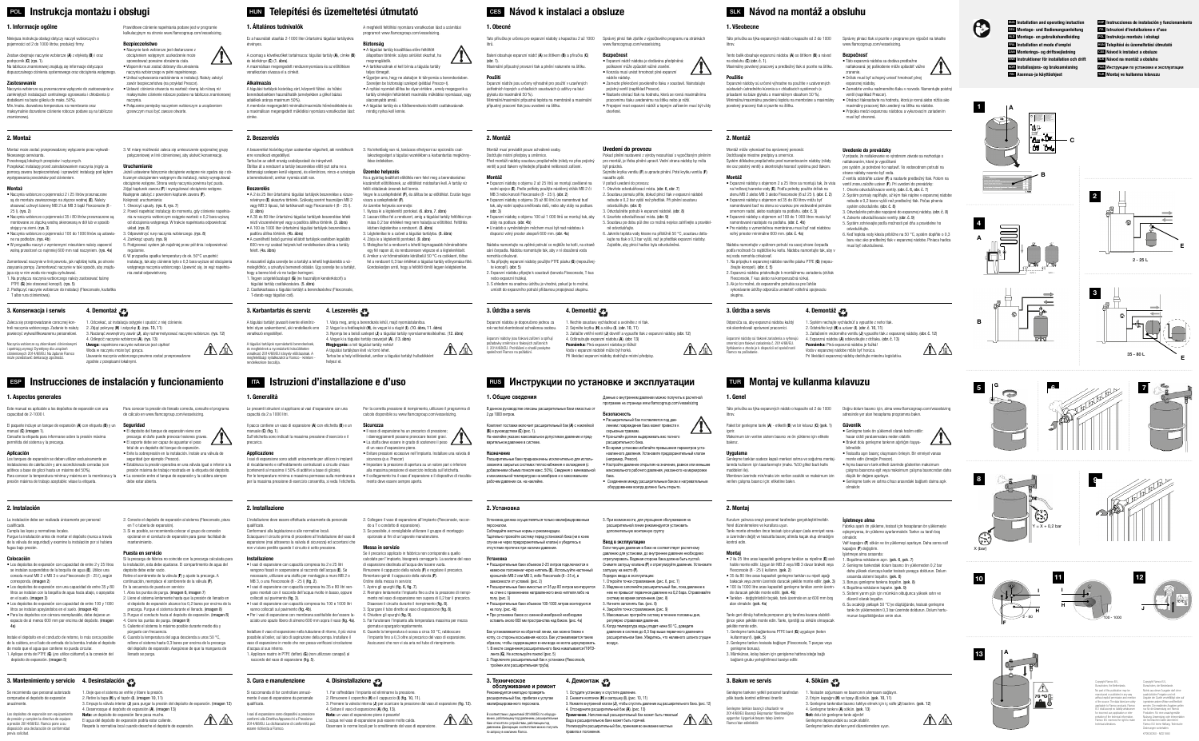# POL Instrukcja montażu i obsługi

## 1. Informacje ogólne

### Bezpieczeństwo

### Zastosowanie

## 2. Montaż

### Montaż

### Uruchamianie

## 3. Konserwacja i serwis

## 4. Demontaż

# HUN Telepítési és üzemeltetési útmutató

## 1. Általános tudnivalók

### Biztonság

### Alkalmazás

## 2. Beszerelés

### Beszerelés

### Üzembe helyezés

## 3. Karbantartás és szerviz

## 4. Leszerelés

# CES Návod k instalaci a obsluze

## 1. Obecné

### Bezpečnost

### Použití

## 2. Montáž

### Montáž

### Uvedení do provozu

## 3. Údržba a servis

## 4. Demontáž

# SLK Návod na montáž a obsluhu

## 1. Všeobecne

### Bezpečnosť

### Použitie

## 2. Montáž

### Montáž

### Uvedenie do prevádzky

## 3. Údržba a servis

## 4. Demontáž

- Installation and operating instruction
- Montage- und Bedienungsanleitung
- Montage- en gebruikshandleiding
- Installation et mode d'emploi
- Monterings- og driftsvejledning
- Instruktioner för installation och drift
- Installasjons- og bruksanvisning
- Asennus- ja käyttöohjeet
- Instrucciones de instalación y funcionamiento
- Istruzioni d'installazione e d'uso
- Instrukcja montażu i obsługi
- Telepítési és üzemeltetési útmutató
- Návod k instalaci a obsluze
- Návod na montáž a obsluhu
- Инструкции по установке и эксплуатации
- Montaj ve kullanma kılavuzu

# ESP Instrucciones de instalación y funcionamiento

## 1. Aspectos generales

### Seguridad

### Aplicación

## 2. Instalación

### Colocación

### Puesta en servicio

## 3. Mantenimiento y servicio

## 4. Desinstalación

# ITA Istruzioni d'installazione e d'uso

## 1. Generalità

### Sicurezza

### Applicazione

## 2. Installazione

### Installazione

### Messa in servizio

## 3. Cura e manutenzione

## 4. Disinstallazione

# RUS Инструкции по установке и эксплуатации

## 1. Общие сведения

### Безопасность

### Назначение

## 2. Установка

### Установка

### Ввод в эксплуатацию

## 3. Техническое обслуживание и ремонт

## 4. Демонтаж

# TUR Montaj ve kullanma kılavuzu

## 1. Genel

### Güvenlik

### Uygulama

## 2. Montaj

### Montaj

### İşletmeye alma

## 3. Bakım ve servis

## 4. Söküm

1 A B C

2 - 25 l

35 - 80 L

Y = X + 0,2 bar

X (bar)

100 - 1000

2 - 80